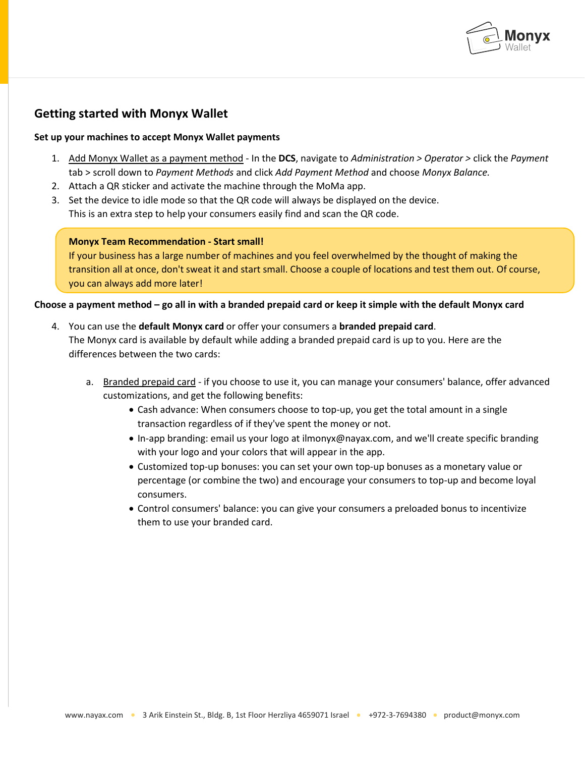# Getting started with Monyx Wallet

**Set up your machines to accept Monyx Wallet payments**

1. Add Monyx Wallet as a payment method - In the **DCS**, navigate to *Administration > Operator >* click the *Payment* tab > scroll down to *Payment Methods* and click *Add Payment Method* and choose *Monyx Balance.*
2. Attach a QR sticker and activate the machine through the MoMa app.
3. Set the device to idle mode so that the QR code will always be displayed on the device. This is an extra step to help your consumers easily find and scan the QR code.

> **Monyx Team Recommendation - Start small!**
> If your business has a large number of machines and you feel overwhelmed by the thought of making the transition all at once, don't sweat it and start small. Choose a couple of locations and test them out. Of course, you can always add more later!

**Choose a payment method – go all in with a branded prepaid card or keep it simple with the default Monyx card**

4. You can use the **default Monyx card** or offer your consumers a **branded prepaid card**. The Monyx card is available by default while adding a branded prepaid card is up to you. Here are the differences between the two cards:

   a. Branded prepaid card - if you choose to use it, you can manage your consumers' balance, offer advanced customizations, and get the following benefits:
      - Cash advance: When consumers choose to top-up, you get the total amount in a single transaction regardless of if they've spent the money or not.
      - In-app branding: email us your logo at ilmonyx@nayax.com, and we'll create specific branding with your logo and your colors that will appear in the app.
      - Customized top-up bonuses: you can set your own top-up bonuses as a monetary value or percentage (or combine the two) and encourage your consumers to top-up and become loyal consumers.
      - Control consumers' balance: you can give your consumers a preloaded bonus to incentivize them to use your branded card.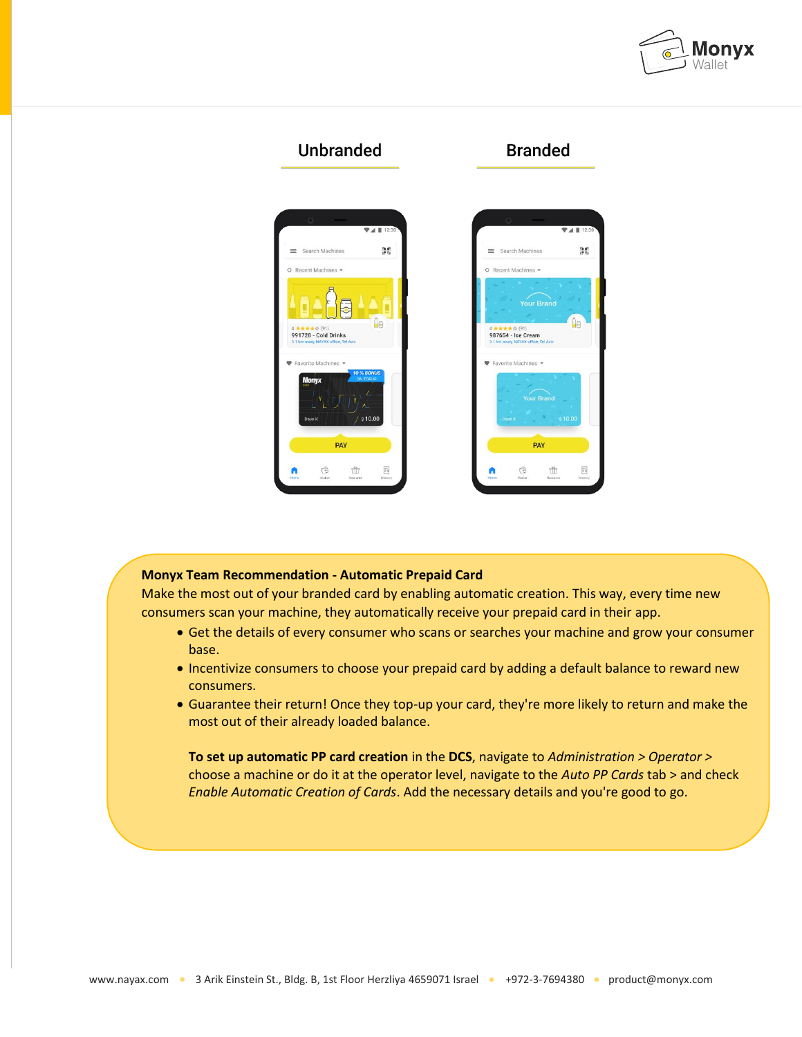Unbranded | Branded

**Monyx Team Recommendation - Automatic Prepaid Card**

Make the most out of your branded card by enabling automatic creation. This way, every time new consumers scan your machine, they automatically receive your prepaid card in their app.

- Get the details of every consumer who scans or searches your machine and grow your consumer base.
- Incentivize consumers to choose your prepaid card by adding a default balance to reward new consumers.
- Guarantee their return! Once they top-up your card, they're more likely to return and make the most out of their already loaded balance.

**To set up automatic PP card creation** in the **DCS**, navigate to *Administration > Operator >* choose a machine or do it at the operator level, navigate to the *Auto PP Cards* tab > and check *Enable Automatic Creation of Cards*. Add the necessary details and you're good to go.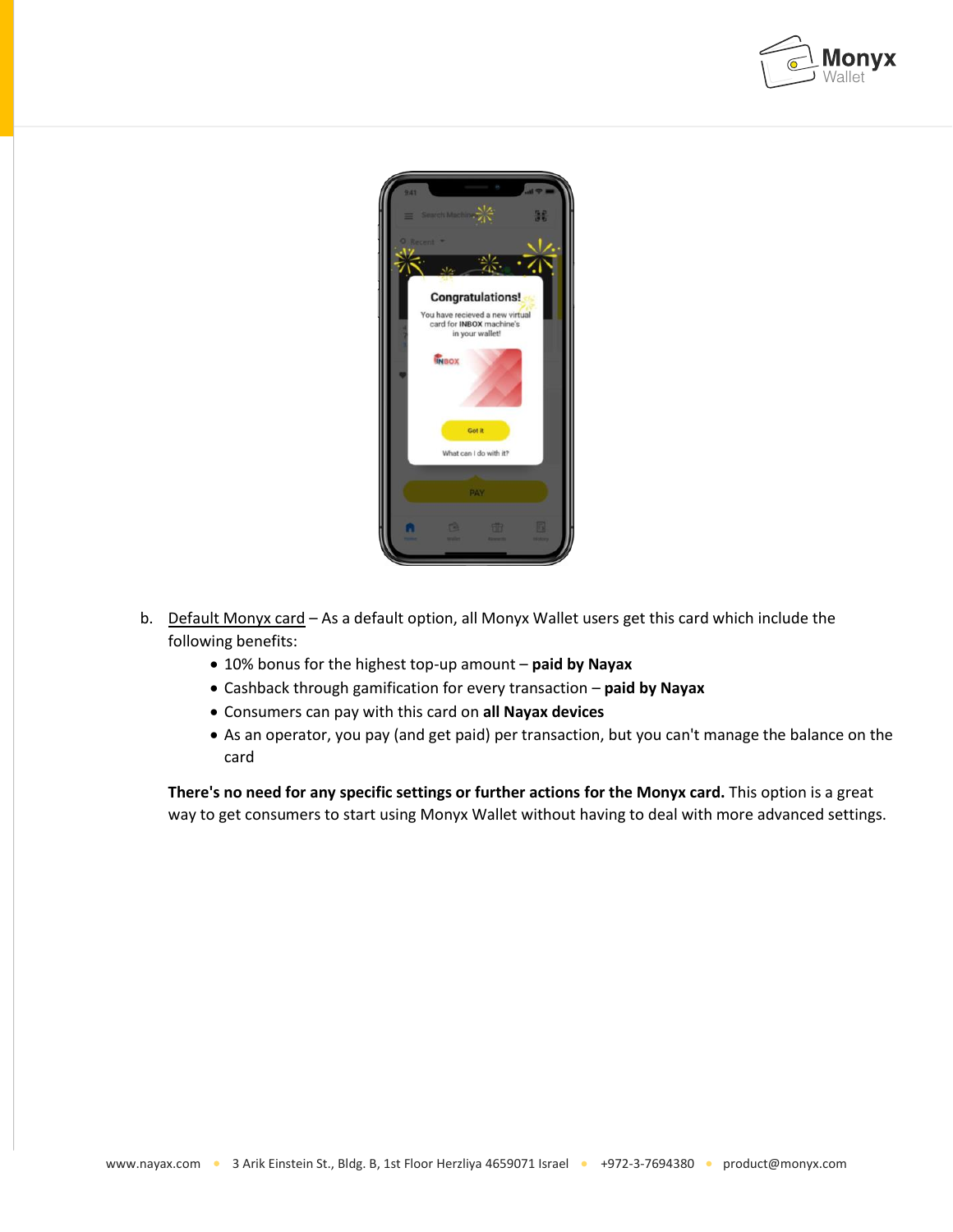b. Default Monyx card – As a default option, all Monyx Wallet users get this card which include the following benefits:

- 10% bonus for the highest top-up amount – **paid by Nayax**
- Cashback through gamification for every transaction – **paid by Nayax**
- Consumers can pay with this card on **all Nayax devices**
- As an operator, you pay (and get paid) per transaction, but you can't manage the balance on the card

**There's no need for any specific settings or further actions for the Monyx card.** This option is a great way to get consumers to start using Monyx Wallet without having to deal with more advanced settings.